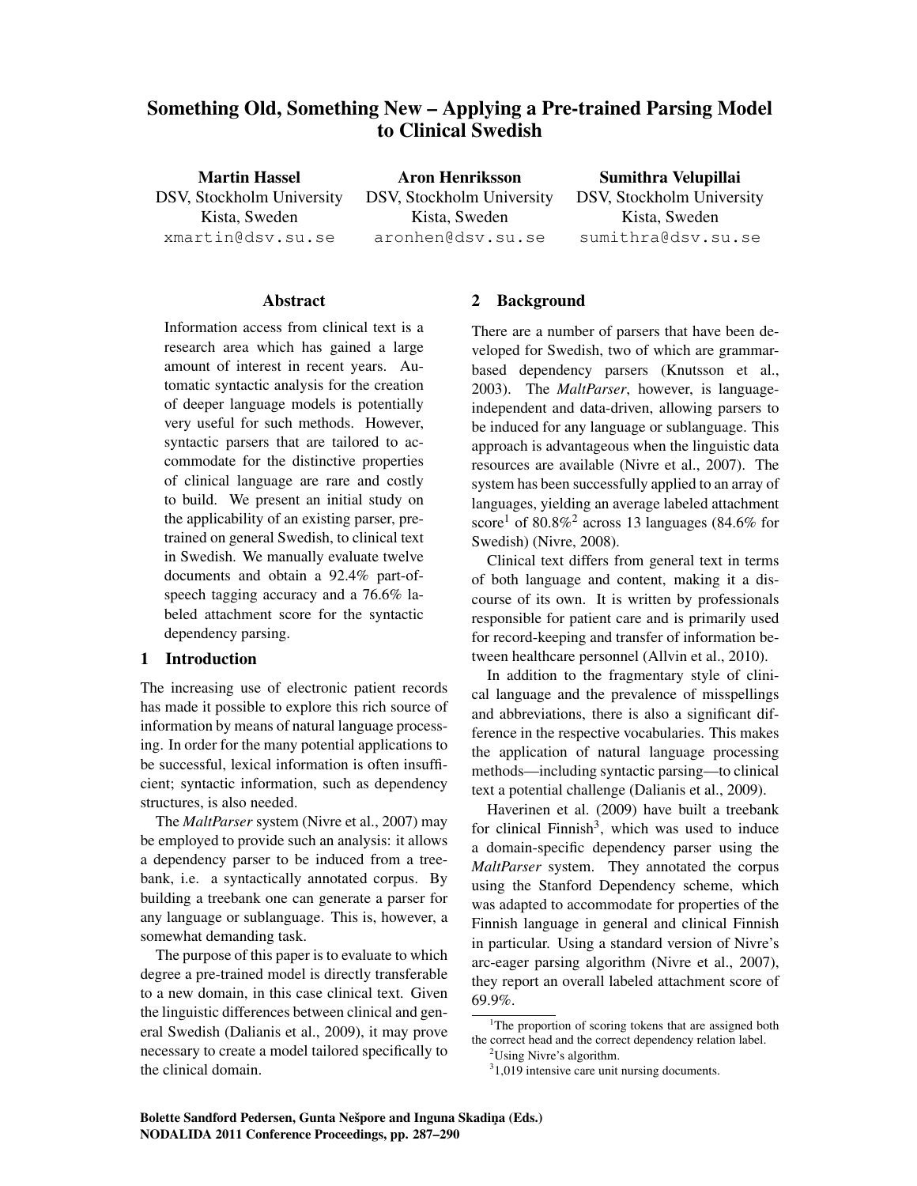# Something Old, Something New – Applying a Pre-trained Parsing Model to Clinical Swedish

**Martin Hassel**
DSV, Stockholm University
Kista, Sweden
xmartin@dsv.su.se

**Aron Henriksson**
DSV, Stockholm University
Kista, Sweden
aronhen@dsv.su.se

**Sumithra Velupillai**
DSV, Stockholm University
Kista, Sweden
sumithra@dsv.su.se

## Abstract

Information access from clinical text is a research area which has gained a large amount of interest in recent years. Automatic syntactic analysis for the creation of deeper language models is potentially very useful for such methods. However, syntactic parsers that are tailored to accommodate for the distinctive properties of clinical language are rare and costly to build. We present an initial study on the applicability of an existing parser, pre-trained on general Swedish, to clinical text in Swedish. We manually evaluate twelve documents and obtain a 92.4% part-of-speech tagging accuracy and a 76.6% labeled attachment score for the syntactic dependency parsing.

## 1 Introduction

The increasing use of electronic patient records has made it possible to explore this rich source of information by means of natural language processing. In order for the many potential applications to be successful, lexical information is often insufficient; syntactic information, such as dependency structures, is also needed.

The *MaltParser* system (Nivre et al., 2007) may be employed to provide such an analysis: it allows a dependency parser to be induced from a treebank, i.e. a syntactically annotated corpus. By building a treebank one can generate a parser for any language or sublanguage. This is, however, a somewhat demanding task.

The purpose of this paper is to evaluate to which degree a pre-trained model is directly transferable to a new domain, in this case clinical text. Given the linguistic differences between clinical and general Swedish (Dalianis et al., 2009), it may prove necessary to create a model tailored specifically to the clinical domain.

## 2 Background

There are a number of parsers that have been developed for Swedish, two of which are grammar-based dependency parsers (Knutsson et al., 2003). The *MaltParser*, however, is language-independent and data-driven, allowing parsers to be induced for any language or sublanguage. This approach is advantageous when the linguistic data resources are available (Nivre et al., 2007). The system has been successfully applied to an array of languages, yielding an average labeled attachment score[1] of 80.8%[2] across 13 languages (84.6% for Swedish) (Nivre, 2008).

Clinical text differs from general text in terms of both language and content, making it a discourse of its own. It is written by professionals responsible for patient care and is primarily used for record-keeping and transfer of information between healthcare personnel (Allvin et al., 2010).

In addition to the fragmentary style of clinical language and the prevalence of misspellings and abbreviations, there is also a significant difference in the respective vocabularies. This makes the application of natural language processing methods—including syntactic parsing—to clinical text a potential challenge (Dalianis et al., 2009).

Haverinen et al. (2009) have built a treebank for clinical Finnish[3], which was used to induce a domain-specific dependency parser using the *MaltParser* system. They annotated the corpus using the Stanford Dependency scheme, which was adapted to accommodate for properties of the Finnish language in general and clinical Finnish in particular. Using a standard version of Nivre's arc-eager parsing algorithm (Nivre et al., 2007), they report an overall labeled attachment score of 69.9%.

[1] The proportion of scoring tokens that are assigned both the correct head and the correct dependency relation label.

[2] Using Nivre's algorithm.

[3] 1,019 intensive care unit nursing documents.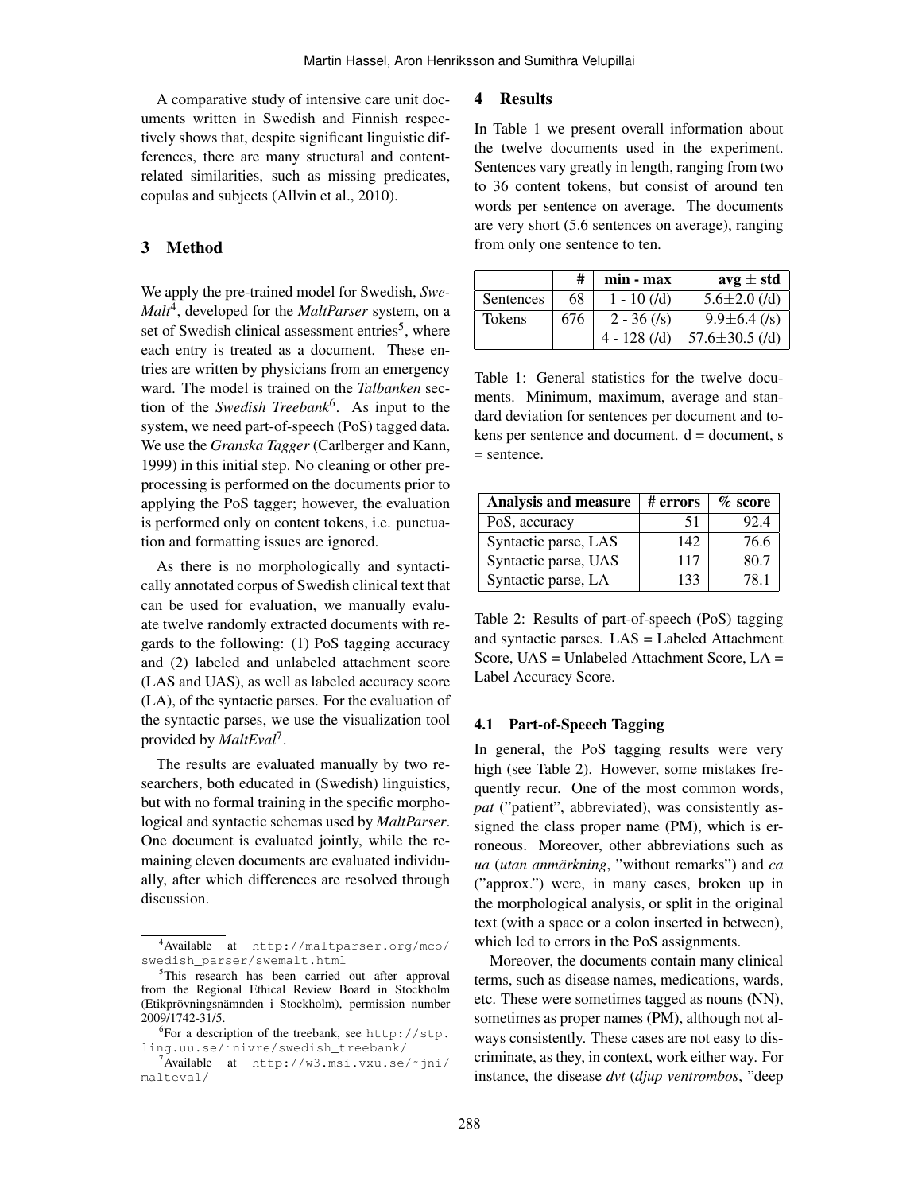A comparative study of intensive care unit documents written in Swedish and Finnish respectively shows that, despite significant linguistic differences, there are many structural and content-related similarities, such as missing predicates, copulas and subjects (Allvin et al., 2010).

## 3 Method

We apply the pre-trained model for Swedish, *SweMalt*[4], developed for the *MaltParser* system, on a set of Swedish clinical assessment entries[5], where each entry is treated as a document. These entries are written by physicians from an emergency ward. The model is trained on the *Talbanken* section of the *Swedish Treebank*[6]. As input to the system, we need part-of-speech (PoS) tagged data. We use the *Granska Tagger* (Carlberger and Kann, 1999) in this initial step. No cleaning or other preprocessing is performed on the documents prior to applying the PoS tagger; however, the evaluation is performed only on content tokens, i.e. punctuation and formatting issues are ignored.

As there is no morphologically and syntactically annotated corpus of Swedish clinical text that can be used for evaluation, we manually evaluate twelve randomly extracted documents with regards to the following: (1) PoS tagging accuracy and (2) labeled and unlabeled attachment score (LAS and UAS), as well as labeled accuracy score (LA), of the syntactic parses. For the evaluation of the syntactic parses, we use the visualization tool provided by *MaltEval*[7].

The results are evaluated manually by two researchers, both educated in (Swedish) linguistics, but with no formal training in the specific morphological and syntactic schemas used by *MaltParser*. One document is evaluated jointly, while the remaining eleven documents are evaluated individually, after which differences are resolved through discussion.

[4]Available at http://maltparser.org/mco/swedish_parser/swemalt.html

[5]This research has been carried out after approval from the Regional Ethical Review Board in Stockholm (Etikprövningsnämnden i Stockholm), permission number 2009/1742-31/5.

[6]For a description of the treebank, see http://stp.ling.uu.se/~nivre/swedish_treebank/

[7]Available at http://w3.msi.vxu.se/~jni/malteval/

## 4 Results

In Table 1 we present overall information about the twelve documents used in the experiment. Sentences vary greatly in length, ranging from two to 36 content tokens, but consist of around ten words per sentence on average. The documents are very short (5.6 sentences on average), ranging from only one sentence to ten.

| | # | min - max | avg ± std |
|---|---|---|---|
| Sentences | 68 | 1 - 10 (/d) | 5.6±2.0 (/d) |
| Tokens | 676 | 2 - 36 (/s) | 9.9±6.4 (/s) |
| | | 4 - 128 (/d) | 57.6±30.5 (/d) |

Table 1: General statistics for the twelve documents. Minimum, maximum, average and standard deviation for sentences per document and tokens per sentence and document. d = document, s = sentence.

| Analysis and measure | # errors | % score |
|---|---|---|
| PoS, accuracy | 51 | 92.4 |
| Syntactic parse, LAS | 142 | 76.6 |
| Syntactic parse, UAS | 117 | 80.7 |
| Syntactic parse, LA | 133 | 78.1 |

Table 2: Results of part-of-speech (PoS) tagging and syntactic parses. LAS = Labeled Attachment Score, UAS = Unlabeled Attachment Score, LA = Label Accuracy Score.

### 4.1 Part-of-Speech Tagging

In general, the PoS tagging results were very high (see Table 2). However, some mistakes frequently recur. One of the most common words, *pat* ("patient", abbreviated), was consistently assigned the class proper name (PM), which is erroneous. Moreover, other abbreviations such as *ua* (*utan anmärkning*, "without remarks") and *ca* ("approx.") were, in many cases, broken up in the morphological analysis, or split in the original text (with a space or a colon inserted in between), which led to errors in the PoS assignments.

Moreover, the documents contain many clinical terms, such as disease names, medications, wards, etc. These were sometimes tagged as nouns (NN), sometimes as proper names (PM), although not always consistently. These cases are not easy to discriminate, as they, in context, work either way. For instance, the disease *dvt* (*djup ventrombos*, "deep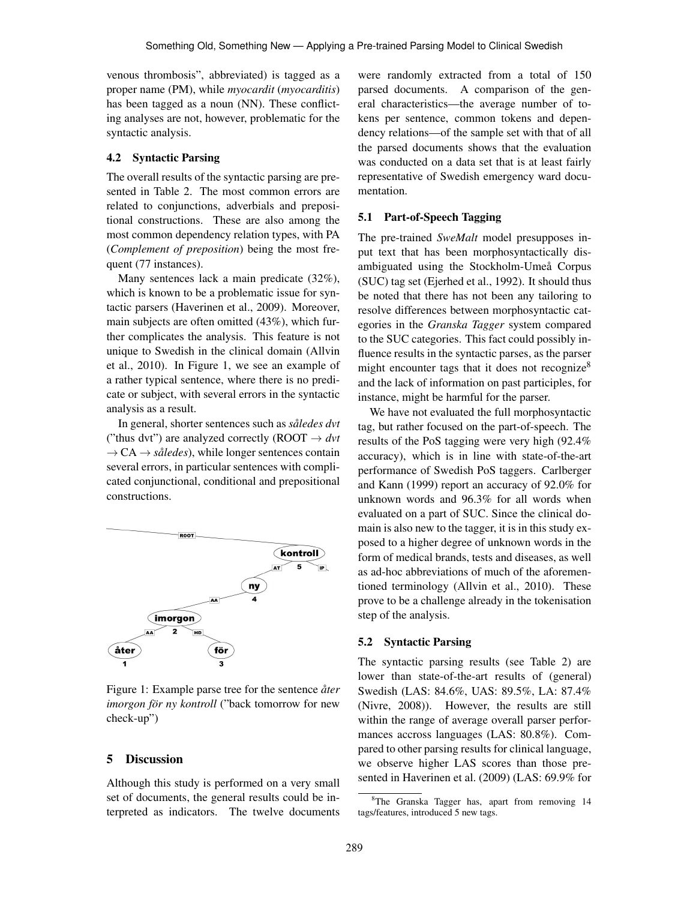venous thrombosis", abbreviated) is tagged as a proper name (PM), while *myocardit* (*myocarditis*) has been tagged as a noun (NN). These conflicting analyses are not, however, problematic for the syntactic analysis.

### 4.2 Syntactic Parsing

The overall results of the syntactic parsing are presented in Table 2. The most common errors are related to conjunctions, adverbials and prepositional constructions. These are also among the most common dependency relation types, with PA (*Complement of preposition*) being the most frequent (77 instances).

Many sentences lack a main predicate (32%), which is known to be a problematic issue for syntactic parsers (Haverinen et al., 2009). Moreover, main subjects are often omitted (43%), which further complicates the analysis. This feature is not unique to Swedish in the clinical domain (Allvin et al., 2010). In Figure 1, we see an example of a rather typical sentence, where there is no predicate or subject, with several errors in the syntactic analysis as a result.

In general, shorter sentences such as *således dvt* ("thus dvt") are analyzed correctly (ROOT → *dvt* → CA → *således*), while longer sentences contain several errors, in particular sentences with complicated conjunctional, conditional and prepositional constructions.

Figure 1: Example parse tree for the sentence *åter imorgon för ny kontroll* ("back tomorrow for new check-up")

## 5 Discussion

Although this study is performed on a very small set of documents, the general results could be interpreted as indicators. The twelve documents were randomly extracted from a total of 150 parsed documents. A comparison of the general characteristics—the average number of tokens per sentence, common tokens and dependency relations—of the sample set with that of all the parsed documents shows that the evaluation was conducted on a data set that is at least fairly representative of Swedish emergency ward documentation.

### 5.1 Part-of-Speech Tagging

The pre-trained *SweMalt* model presupposes input text that has been morphosyntactically disambiguated using the Stockholm-Umeå Corpus (SUC) tag set (Ejerhed et al., 1992). It should thus be noted that there has not been any tailoring to resolve differences between morphosyntactic categories in the *Granska Tagger* system compared to the SUC categories. This fact could possibly influence results in the syntactic parses, as the parser might encounter tags that it does not recognize[8] and the lack of information on past participles, for instance, might be harmful for the parser.

We have not evaluated the full morphosyntactic tag, but rather focused on the part-of-speech. The results of the PoS tagging were very high (92.4% accuracy), which is in line with state-of-the-art performance of Swedish PoS taggers. Carlberger and Kann (1999) report an accuracy of 92.0% for unknown words and 96.3% for all words when evaluated on a part of SUC. Since the clinical domain is also new to the tagger, it is in this study exposed to a higher degree of unknown words in the form of medical brands, tests and diseases, as well as ad-hoc abbreviations of much of the aforementioned terminology (Allvin et al., 2010). These prove to be a challenge already in the tokenisation step of the analysis.

### 5.2 Syntactic Parsing

The syntactic parsing results (see Table 2) are lower than state-of-the-art results of (general) Swedish (LAS: 84.6%, UAS: 89.5%, LA: 87.4% (Nivre, 2008)). However, the results are still within the range of average overall parser performances accross languages (LAS: 80.8%). Compared to other parsing results for clinical language, we observe higher LAS scores than those presented in Haverinen et al. (2009) (LAS: 69.9% for

[8] The Granska Tagger has, apart from removing 14 tags/features, introduced 5 new tags.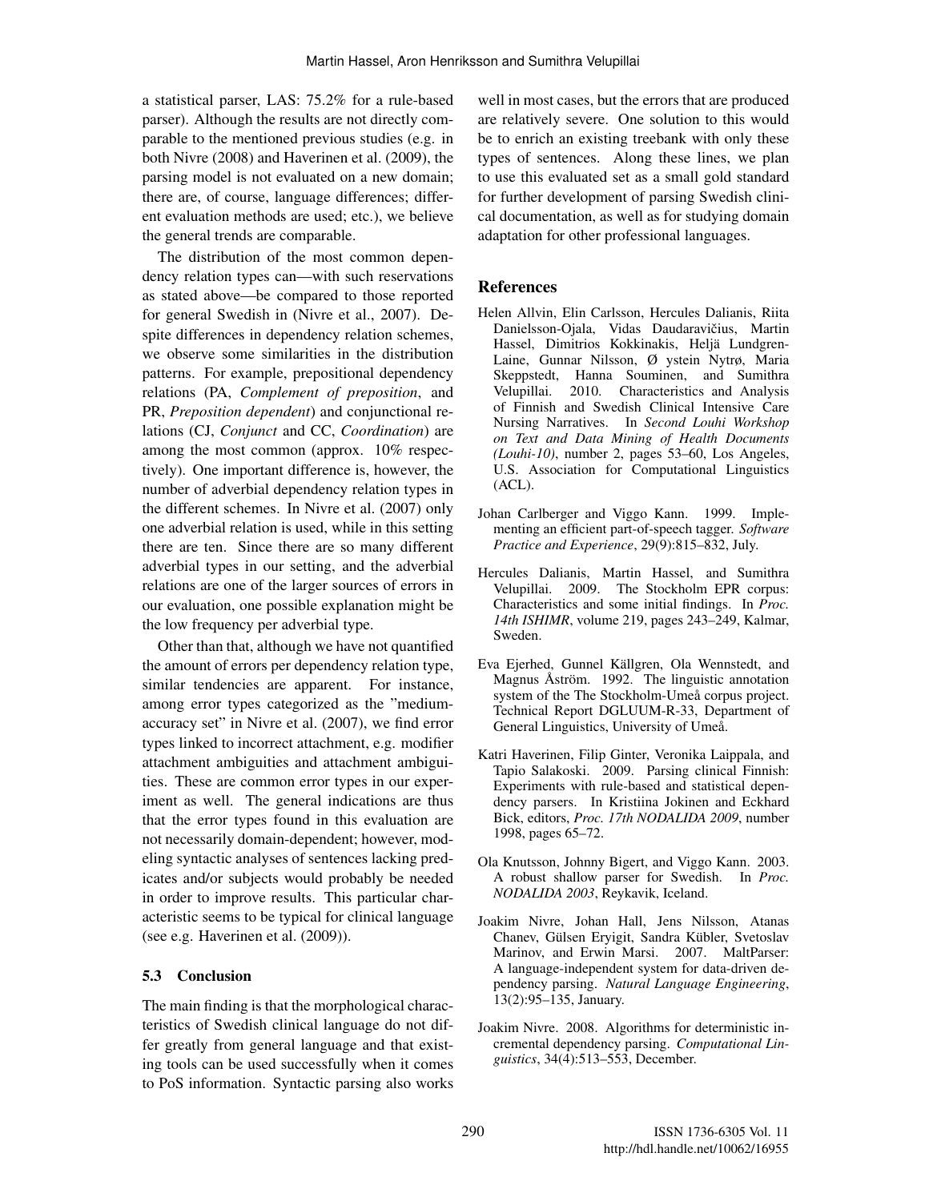a statistical parser, LAS: 75.2% for a rule-based parser). Although the results are not directly comparable to the mentioned previous studies (e.g. in both Nivre (2008) and Haverinen et al. (2009), the parsing model is not evaluated on a new domain; there are, of course, language differences; different evaluation methods are used; etc.), we believe the general trends are comparable.

The distribution of the most common dependency relation types can—with such reservations as stated above—be compared to those reported for general Swedish in (Nivre et al., 2007). Despite differences in dependency relation schemes, we observe some similarities in the distribution patterns. For example, prepositional dependency relations (PA, *Complement of preposition*, and PR, *Preposition dependent*) and conjunctional relations (CJ, *Conjunct* and CC, *Coordination*) are among the most common (approx. 10% respectively). One important difference is, however, the number of adverbial dependency relation types in the different schemes. In Nivre et al. (2007) only one adverbial relation is used, while in this setting there are ten. Since there are so many different adverbial types in our setting, and the adverbial relations are one of the larger sources of errors in our evaluation, one possible explanation might be the low frequency per adverbial type.

Other than that, although we have not quantified the amount of errors per dependency relation type, similar tendencies are apparent. For instance, among error types categorized as the "medium-accuracy set" in Nivre et al. (2007), we find error types linked to incorrect attachment, e.g. modifier attachment ambiguities and attachment ambiguities. These are common error types in our experiment as well. The general indications are thus that the error types found in this evaluation are not necessarily domain-dependent; however, modeling syntactic analyses of sentences lacking predicates and/or subjects would probably be needed in order to improve results. This particular characteristic seems to be typical for clinical language (see e.g. Haverinen et al. (2009)).

### 5.3 Conclusion

The main finding is that the morphological characteristics of Swedish clinical language do not differ greatly from general language and that existing tools can be used successfully when it comes to PoS information. Syntactic parsing also works well in most cases, but the errors that are produced are relatively severe. One solution to this would be to enrich an existing treebank with only these types of sentences. Along these lines, we plan to use this evaluated set as a small gold standard for further development of parsing Swedish clinical documentation, as well as for studying domain adaptation for other professional languages.

## References

Helen Allvin, Elin Carlsson, Hercules Dalianis, Riita Danielsson-Ojala, Vidas Daudaravičius, Martin Hassel, Dimitrios Kokkinakis, Heljä Lundgren-Laine, Gunnar Nilsson, Ø ystein Nytrø, Maria Skeppstedt, Hanna Souminen, and Sumithra Velupillai. 2010. Characteristics and Analysis of Finnish and Swedish Clinical Intensive Care Nursing Narratives. In *Second Louhi Workshop on Text and Data Mining of Health Documents (Louhi-10)*, number 2, pages 53–60, Los Angeles, U.S. Association for Computational Linguistics (ACL).

Johan Carlberger and Viggo Kann. 1999. Implementing an efficient part-of-speech tagger. *Software Practice and Experience*, 29(9):815–832, July.

Hercules Dalianis, Martin Hassel, and Sumithra Velupillai. 2009. The Stockholm EPR corpus: Characteristics and some initial findings. In *Proc. 14th ISHIMR*, volume 219, pages 243–249, Kalmar, Sweden.

Eva Ejerhed, Gunnel Källgren, Ola Wennstedt, and Magnus Åström. 1992. The linguistic annotation system of the The Stockholm-Umeå corpus project. Technical Report DGLUUM-R-33, Department of General Linguistics, University of Umeå.

Katri Haverinen, Filip Ginter, Veronika Laippala, and Tapio Salakoski. 2009. Parsing clinical Finnish: Experiments with rule-based and statistical dependency parsers. In Kristiina Jokinen and Eckhard Bick, editors, *Proc. 17th NODALIDA 2009*, number 1998, pages 65–72.

Ola Knutsson, Johnny Bigert, and Viggo Kann. 2003. A robust shallow parser for Swedish. In *Proc. NODALIDA 2003*, Reykavik, Iceland.

Joakim Nivre, Johan Hall, Jens Nilsson, Atanas Chanev, Gülsen Eryigit, Sandra Kübler, Svetoslav Marinov, and Erwin Marsi. 2007. MaltParser: A language-independent system for data-driven dependency parsing. *Natural Language Engineering*, 13(2):95–135, January.

Joakim Nivre. 2008. Algorithms for deterministic incremental dependency parsing. *Computational Linguistics*, 34(4):513–553, December.